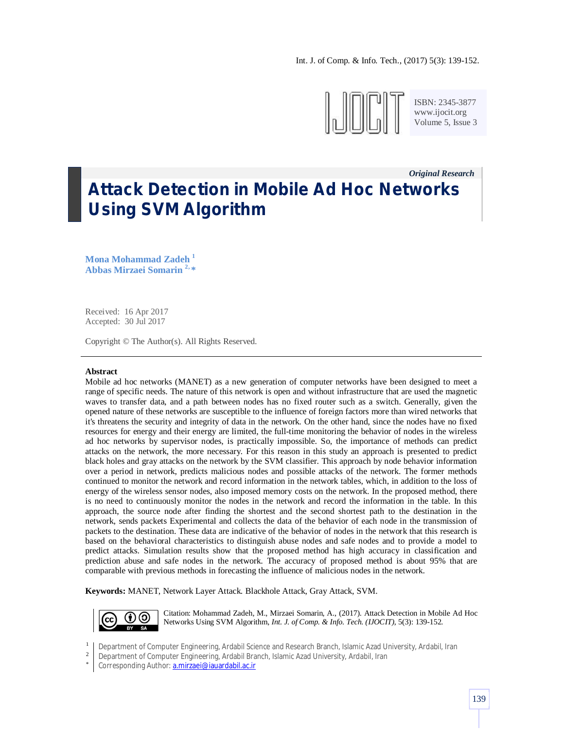*Original Research*

# Attack Detection in Mobile Ad Hoc Networks Using SVM Algorithm

**Mona Mohammad Zadeh** [1]
**Abbas Mirzaei Somarin** [2,*]

Received: 16 Apr 2017
Accepted: 30 Jul 2017

Copyright © The Author(s). All Rights Reserved.

---

**Abstract**

Mobile ad hoc networks (MANET) as a new generation of computer networks have been designed to meet a range of specific needs. The nature of this network is open and without infrastructure that are used the magnetic waves to transfer data, and a path between nodes has no fixed router such as a switch. Generally, given the opened nature of these networks are susceptible to the influence of foreign factors more than wired networks that it's threatens the security and integrity of data in the network. On the other hand, since the nodes have no fixed resources for energy and their energy are limited, the full-time monitoring the behavior of nodes in the wireless ad hoc networks by supervisor nodes, is practically impossible. So, the importance of methods can predict attacks on the network, the more necessary. For this reason in this study an approach is presented to predict black holes and gray attacks on the network by the SVM classifier. This approach by node behavior information over a period in network, predicts malicious nodes and possible attacks of the network. The former methods continued to monitor the network and record information in the network tables, which, in addition to the loss of energy of the wireless sensor nodes, also imposed memory costs on the network. In the proposed method, there is no need to continuously monitor the nodes in the network and record the information in the table. In this approach, the source node after finding the shortest and the second shortest path to the destination in the network, sends packets Experimental and collects the data of the behavior of each node in the transmission of packets to the destination. These data are indicative of the behavior of nodes in the network that this research is based on the behavioral characteristics to distinguish abuse nodes and safe nodes and to provide a model to predict attacks. Simulation results show that the proposed method has high accuracy in classification and prediction abuse and safe nodes in the network. The accuracy of proposed method is about 95% that are comparable with previous methods in forecasting the influence of malicious nodes in the network.

**Keywords:** MANET, Network Layer Attack. Blackhole Attack, Gray Attack, SVM.

Citation: Mohammad Zadeh, M., Mirzaei Somarin, A., (2017). Attack Detection in Mobile Ad Hoc Networks Using SVM Algorithm, *Int. J. of Comp. & Info. Tech. (IJOCIT)*, 5(3): 139-152.

[1] Department of Computer Engineering, Ardabil Science and Research Branch, Islamic Azad University, Ardabil, Iran
[2] Department of Computer Engineering, Ardabil Branch, Islamic Azad University, Ardabil, Iran
[*] Corresponding Author: a.mirzaei@iauardabil.ac.ir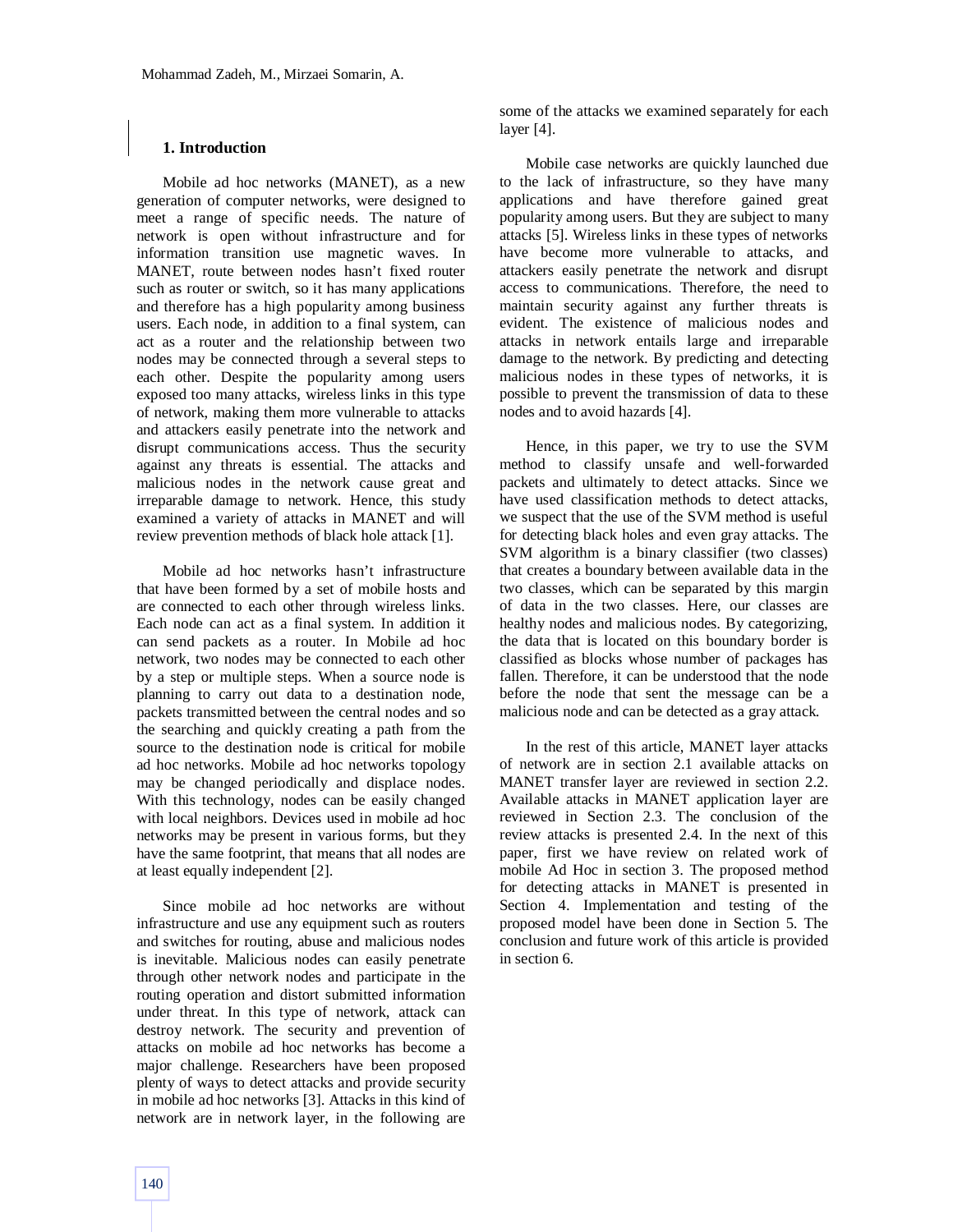## 1. Introduction

Mobile ad hoc networks (MANET), as a new generation of computer networks, were designed to meet a range of specific needs. The nature of network is open without infrastructure and for information transition use magnetic waves. In MANET, route between nodes hasn't fixed router such as router or switch, so it has many applications and therefore has a high popularity among business users. Each node, in addition to a final system, can act as a router and the relationship between two nodes may be connected through a several steps to each other. Despite the popularity among users exposed too many attacks, wireless links in this type of network, making them more vulnerable to attacks and attackers easily penetrate into the network and disrupt communications access. Thus the security against any threats is essential. The attacks and malicious nodes in the network cause great and irreparable damage to network. Hence, this study examined a variety of attacks in MANET and will review prevention methods of black hole attack [1].

Mobile ad hoc networks hasn't infrastructure that have been formed by a set of mobile hosts and are connected to each other through wireless links. Each node can act as a final system. In addition it can send packets as a router. In Mobile ad hoc network, two nodes may be connected to each other by a step or multiple steps. When a source node is planning to carry out data to a destination node, packets transmitted between the central nodes and so the searching and quickly creating a path from the source to the destination node is critical for mobile ad hoc networks. Mobile ad hoc networks topology may be changed periodically and displace nodes. With this technology, nodes can be easily changed with local neighbors. Devices used in mobile ad hoc networks may be present in various forms, but they have the same footprint, that means that all nodes are at least equally independent [2].

Since mobile ad hoc networks are without infrastructure and use any equipment such as routers and switches for routing, abuse and malicious nodes is inevitable. Malicious nodes can easily penetrate through other network nodes and participate in the routing operation and distort submitted information under threat. In this type of network, attack can destroy network. The security and prevention of attacks on mobile ad hoc networks has become a major challenge. Researchers have been proposed plenty of ways to detect attacks and provide security in mobile ad hoc networks [3]. Attacks in this kind of network are in network layer, in the following are some of the attacks we examined separately for each layer [4].

Mobile case networks are quickly launched due to the lack of infrastructure, so they have many applications and have therefore gained great popularity among users. But they are subject to many attacks [5]. Wireless links in these types of networks have become more vulnerable to attacks, and attackers easily penetrate the network and disrupt access to communications. Therefore, the need to maintain security against any further threats is evident. The existence of malicious nodes and attacks in network entails large and irreparable damage to the network. By predicting and detecting malicious nodes in these types of networks, it is possible to prevent the transmission of data to these nodes and to avoid hazards [4].

Hence, in this paper, we try to use the SVM method to classify unsafe and well-forwarded packets and ultimately to detect attacks. Since we have used classification methods to detect attacks, we suspect that the use of the SVM method is useful for detecting black holes and even gray attacks. The SVM algorithm is a binary classifier (two classes) that creates a boundary between available data in the two classes, which can be separated by this margin of data in the two classes. Here, our classes are healthy nodes and malicious nodes. By categorizing, the data that is located on this boundary border is classified as blocks whose number of packages has fallen. Therefore, it can be understood that the node before the node that sent the message can be a malicious node and can be detected as a gray attack.

In the rest of this article, MANET layer attacks of network are in section 2.1 available attacks on MANET transfer layer are reviewed in section 2.2. Available attacks in MANET application layer are reviewed in Section 2.3. The conclusion of the review attacks is presented 2.4. In the next of this paper, first we have review on related work of mobile Ad Hoc in section 3. The proposed method for detecting attacks in MANET is presented in Section 4. Implementation and testing of the proposed model have been done in Section 5. The conclusion and future work of this article is provided in section 6.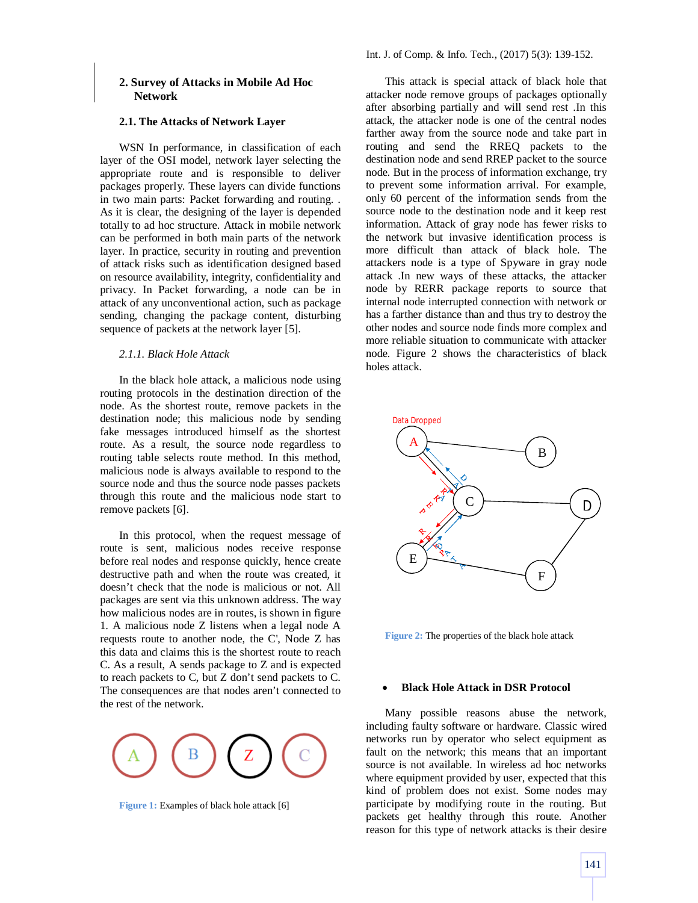## 2. Survey of Attacks in Mobile Ad Hoc Network

### 2.1. The Attacks of Network Layer

WSN In performance, in classification of each layer of the OSI model, network layer selecting the appropriate route and is responsible to deliver packages properly. These layers can divide functions in two main parts: Packet forwarding and routing. . As it is clear, the designing of the layer is depended totally to ad hoc structure. Attack in mobile network can be performed in both main parts of the network layer. In practice, security in routing and prevention of attack risks such as identification designed based on resource availability, integrity, confidentiality and privacy. In Packet forwarding, a node can be in attack of any unconventional action, such as package sending, changing the package content, disturbing sequence of packets at the network layer [5].

#### *2.1.1. Black Hole Attack*

In the black hole attack, a malicious node using routing protocols in the destination direction of the node. As the shortest route, remove packets in the destination node; this malicious node by sending fake messages introduced himself as the shortest route. As a result, the source node regardless to routing table selects route method. In this method, malicious node is always available to respond to the source node and thus the source node passes packets through this route and the malicious node start to remove packets [6].

In this protocol, when the request message of route is sent, malicious nodes receive response before real nodes and response quickly, hence create destructive path and when the route was created, it doesn't check that the node is malicious or not. All packages are sent via this unknown address. The way how malicious nodes are in routes, is shown in figure 1. A malicious node Z listens when a legal node A requests route to another node, the C', Node Z has this data and claims this is the shortest route to reach C. As a result, A sends package to Z and is expected to reach packets to C, but Z don't send packets to C. The consequences are that nodes aren't connected to the rest of the network.

Figure 1: Examples of black hole attack [6]

This attack is special attack of black hole that attacker node remove groups of packages optionally after absorbing partially and will send rest .In this attack, the attacker node is one of the central nodes farther away from the source node and take part in routing and send the RREQ packets to the destination node and send RREP packet to the source node. But in the process of information exchange, try to prevent some information arrival. For example, only 60 percent of the information sends from the source node to the destination node and it keep rest information. Attack of gray node has fewer risks to the network but invasive identification process is more difficult than attack of black hole. The attackers node is a type of Spyware in gray node attack .In new ways of these attacks, the attacker node by RERR package reports to source that internal node interrupted connection with network or has a farther distance than and thus try to destroy the other nodes and source node finds more complex and more reliable situation to communicate with attacker node. Figure 2 shows the characteristics of black holes attack.

Figure 2: The properties of the black hole attack

- **Black Hole Attack in DSR Protocol**

Many possible reasons abuse the network, including faulty software or hardware. Classic wired networks run by operator who select equipment as fault on the network; this means that an important source is not available. In wireless ad hoc networks where equipment provided by user, expected that this kind of problem does not exist. Some nodes may participate by modifying route in the routing. But packets get healthy through this route. Another reason for this type of network attacks is their desire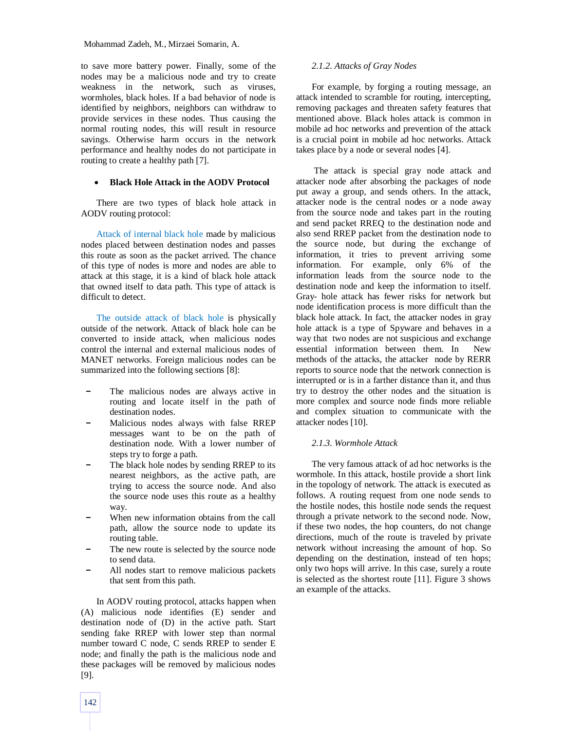to save more battery power. Finally, some of the nodes may be a malicious node and try to create weakness in the network, such as viruses, wormholes, black holes. If a bad behavior of node is identified by neighbors, neighbors can withdraw to provide services in these nodes. Thus causing the normal routing nodes, this will result in resource savings. Otherwise harm occurs in the network performance and healthy nodes do not participate in routing to create a healthy path [7].

- **Black Hole Attack in the AODV Protocol**

There are two types of black hole attack in AODV routing protocol:

Attack of internal black hole made by malicious nodes placed between destination nodes and passes this route as soon as the packet arrived. The chance of this type of nodes is more and nodes are able to attack at this stage, it is a kind of black hole attack that owned itself to data path. This type of attack is difficult to detect.

The outside attack of black hole is physically outside of the network. Attack of black hole can be converted to inside attack, when malicious nodes control the internal and external malicious nodes of MANET networks. Foreign malicious nodes can be summarized into the following sections [8]:

- The malicious nodes are always active in routing and locate itself in the path of destination nodes.
- Malicious nodes always with false RREP messages want to be on the path of destination node. With a lower number of steps try to forge a path.
- The black hole nodes by sending RREP to its nearest neighbors, as the active path, are trying to access the source node. And also the source node uses this route as a healthy way.
- When new information obtains from the call path, allow the source node to update its routing table.
- The new route is selected by the source node to send data.
- All nodes start to remove malicious packets that sent from this path.

In AODV routing protocol, attacks happen when (A) malicious node identifies (E) sender and destination node of (D) in the active path. Start sending fake RREP with lower step than normal number toward C node, C sends RREP to sender E node; and finally the path is the malicious node and these packages will be removed by malicious nodes [9].

#### *2.1.2. Attacks of Gray Nodes*

For example, by forging a routing message, an attack intended to scramble for routing, intercepting, removing packages and threaten safety features that mentioned above. Black holes attack is common in mobile ad hoc networks and prevention of the attack is a crucial point in mobile ad hoc networks. Attack takes place by a node or several nodes [4].

The attack is special gray node attack and attacker node after absorbing the packages of node put away a group, and sends others. In the attack, attacker node is the central nodes or a node away from the source node and takes part in the routing and send packet RREQ to the destination node and also send RREP packet from the destination node to the source node, but during the exchange of information, it tries to prevent arriving some information. For example, only 6% of the information leads from the source node to the destination node and keep the information to itself. Gray- hole attack has fewer risks for network but node identification process is more difficult than the black hole attack. In fact, the attacker nodes in gray hole attack is a type of Spyware and behaves in a way that two nodes are not suspicious and exchange essential information between them. In New methods of the attacks, the attacker node by RERR reports to source node that the network connection is interrupted or is in a farther distance than it, and thus try to destroy the other nodes and the situation is more complex and source node finds more reliable and complex situation to communicate with the attacker nodes [10].

#### *2.1.3. Wormhole Attack*

The very famous attack of ad hoc networks is the wormhole. In this attack, hostile provide a short link in the topology of network. The attack is executed as follows. A routing request from one node sends to the hostile nodes, this hostile node sends the request through a private network to the second node. Now, if these two nodes, the hop counters, do not change directions, much of the route is traveled by private network without increasing the amount of hop. So depending on the destination, instead of ten hops; only two hops will arrive. In this case, surely a route is selected as the shortest route [11]. Figure 3 shows an example of the attacks.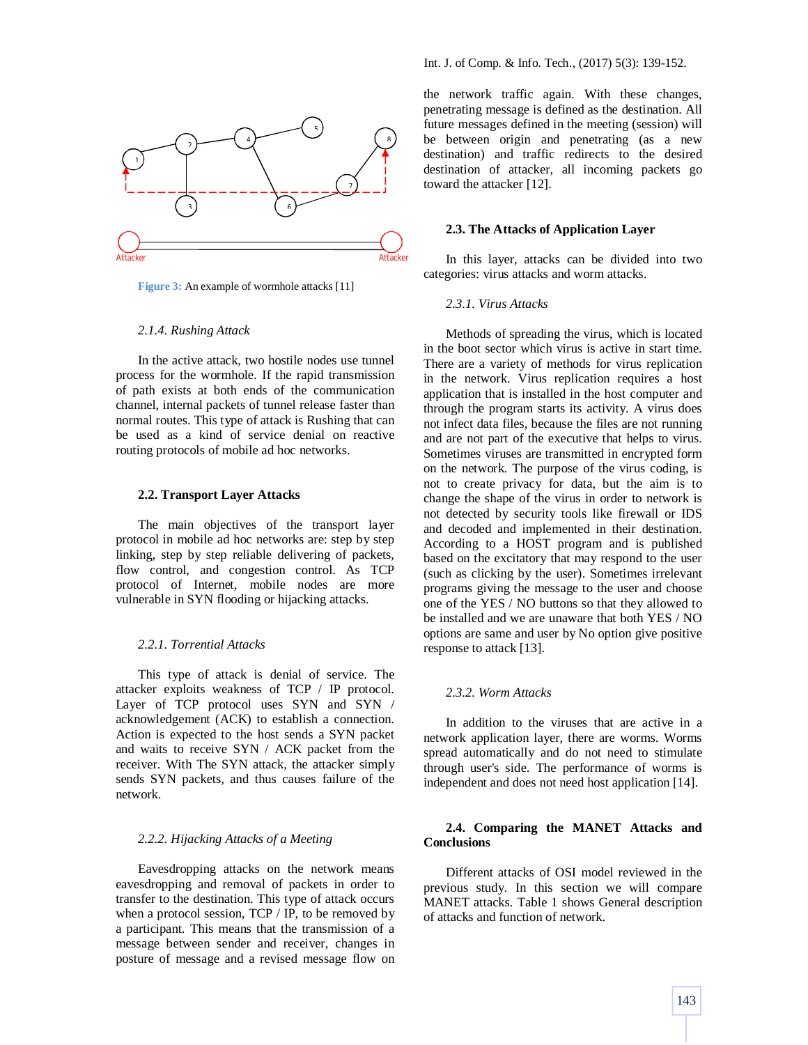Figure 3: An example of wormhole attacks [11]

*2.1.4. Rushing Attack*

In the active attack, two hostile nodes use tunnel process for the wormhole. If the rapid transmission of path exists at both ends of the communication channel, internal packets of tunnel release faster than normal routes. This type of attack is Rushing that can be used as a kind of service denial on reactive routing protocols of mobile ad hoc networks.

### 2.2. Transport Layer Attacks

The main objectives of the transport layer protocol in mobile ad hoc networks are: step by step linking, step by step reliable delivering of packets, flow control, and congestion control. As TCP protocol of Internet, mobile nodes are more vulnerable in SYN flooding or hijacking attacks.

*2.2.1. Torrential Attacks*

This type of attack is denial of service. The attacker exploits weakness of TCP / IP protocol. Layer of TCP protocol uses SYN and SYN / acknowledgement (ACK) to establish a connection. Action is expected to the host sends a SYN packet and waits to receive SYN / ACK packet from the receiver. With The SYN attack, the attacker simply sends SYN packets, and thus causes failure of the network.

*2.2.2. Hijacking Attacks of a Meeting*

Eavesdropping attacks on the network means eavesdropping and removal of packets in order to transfer to the destination. This type of attack occurs when a protocol session, TCP / IP, to be removed by a participant. This means that the transmission of a message between sender and receiver, changes in posture of message and a revised message flow on the network traffic again. With these changes, penetrating message is defined as the destination. All future messages defined in the meeting (session) will be between origin and penetrating (as a new destination) and traffic redirects to the desired destination of attacker, all incoming packets go toward the attacker [12].

### 2.3. The Attacks of Application Layer

In this layer, attacks can be divided into two categories: virus attacks and worm attacks.

*2.3.1. Virus Attacks*

Methods of spreading the virus, which is located in the boot sector which virus is active in start time. There are a variety of methods for virus replication in the network. Virus replication requires a host application that is installed in the host computer and through the program starts its activity. A virus does not infect data files, because the files are not running and are not part of the executive that helps to virus. Sometimes viruses are transmitted in encrypted form on the network. The purpose of the virus coding, is not to create privacy for data, but the aim is to change the shape of the virus in order to network is not detected by security tools like firewall or IDS and decoded and implemented in their destination. According to a HOST program and is published based on the excitatory that may respond to the user (such as clicking by the user). Sometimes irrelevant programs giving the message to the user and choose one of the YES / NO buttons so that they allowed to be installed and we are unaware that both YES / NO options are same and user by No option give positive response to attack [13].

*2.3.2. Worm Attacks*

In addition to the viruses that are active in a network application layer, there are worms. Worms spread automatically and do not need to stimulate through user's side. The performance of worms is independent and does not need host application [14].

### 2.4. Comparing the MANET Attacks and Conclusions

Different attacks of OSI model reviewed in the previous study. In this section we will compare MANET attacks. Table 1 shows General description of attacks and function of network.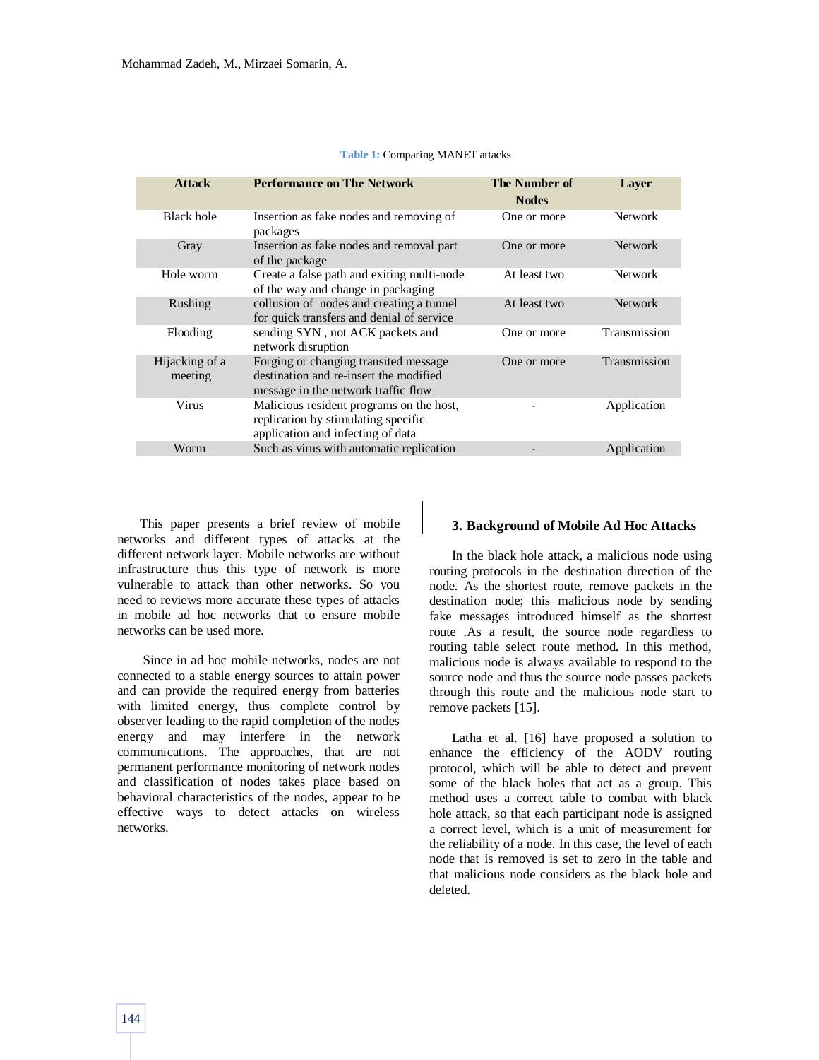**Table 1:** Comparing MANET attacks

| Attack | Performance on The Network | The Number of Nodes | Layer |
|---|---|---|---|
| Black hole | Insertion as fake nodes and removing of packages | One or more | Network |
| Gray | Insertion as fake nodes and removal part of the package | One or more | Network |
| Hole worm | Create a false path and exiting multi-node of the way and change in packaging | At least two | Network |
| Rushing | collusion of nodes and creating a tunnel for quick transfers and denial of service | At least two | Network |
| Flooding | sending SYN , not ACK packets and network disruption | One or more | Transmission |
| Hijacking of a meeting | Forging or changing transited message destination and re-insert the modified message in the network traffic flow | One or more | Transmission |
| Virus | Malicious resident programs on the host, replication by stimulating specific application and infecting of data | - | Application |
| Worm | Such as virus with automatic replication | - | Application |

This paper presents a brief review of mobile networks and different types of attacks at the different network layer. Mobile networks are without infrastructure thus this type of network is more vulnerable to attack than other networks. So you need to reviews more accurate these types of attacks in mobile ad hoc networks that to ensure mobile networks can be used more.

Since in ad hoc mobile networks, nodes are not connected to a stable energy sources to attain power and can provide the required energy from batteries with limited energy, thus complete control by observer leading to the rapid completion of the nodes energy and may interfere in the network communications. The approaches, that are not permanent performance monitoring of network nodes and classification of nodes takes place based on behavioral characteristics of the nodes, appear to be effective ways to detect attacks on wireless networks.

## 3. Background of Mobile Ad Hoc Attacks

In the black hole attack, a malicious node using routing protocols in the destination direction of the node. As the shortest route, remove packets in the destination node; this malicious node by sending fake messages introduced himself as the shortest route .As a result, the source node regardless to routing table select route method. In this method, malicious node is always available to respond to the source node and thus the source node passes packets through this route and the malicious node start to remove packets [15].

Latha et al. [16] have proposed a solution to enhance the efficiency of the AODV routing protocol, which will be able to detect and prevent some of the black holes that act as a group. This method uses a correct table to combat with black hole attack, so that each participant node is assigned a correct level, which is a unit of measurement for the reliability of a node. In this case, the level of each node that is removed is set to zero in the table and that malicious node considers as the black hole and deleted.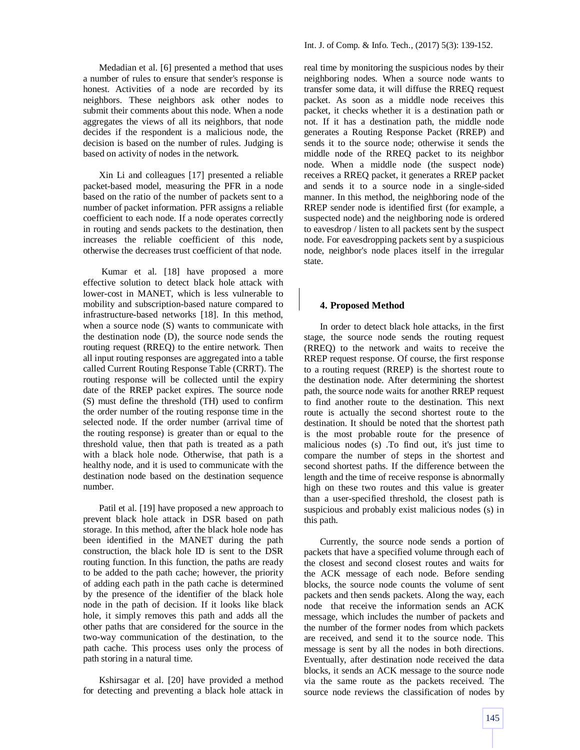Medadian et al. [6] presented a method that uses a number of rules to ensure that sender's response is honest. Activities of a node are recorded by its neighbors. These neighbors ask other nodes to submit their comments about this node. When a node aggregates the views of all its neighbors, that node decides if the respondent is a malicious node, the decision is based on the number of rules. Judging is based on activity of nodes in the network.

Xin Li and colleagues [17] presented a reliable packet-based model, measuring the PFR in a node based on the ratio of the number of packets sent to a number of packet information. PFR assigns a reliable coefficient to each node. If a node operates correctly in routing and sends packets to the destination, then increases the reliable coefficient of this node, otherwise the decreases trust coefficient of that node.

Kumar et al. [18] have proposed a more effective solution to detect black hole attack with lower-cost in MANET, which is less vulnerable to mobility and subscription-based nature compared to infrastructure-based networks [18]. In this method, when a source node (S) wants to communicate with the destination node (D), the source node sends the routing request (RREQ) to the entire network. Then all input routing responses are aggregated into a table called Current Routing Response Table (CRRT). The routing response will be collected until the expiry date of the RREP packet expires. The source node (S) must define the threshold (TH) used to confirm the order number of the routing response time in the selected node. If the order number (arrival time of the routing response) is greater than or equal to the threshold value, then that path is treated as a path with a black hole node. Otherwise, that path is a healthy node, and it is used to communicate with the destination node based on the destination sequence number.

Patil et al. [19] have proposed a new approach to prevent black hole attack in DSR based on path storage. In this method, after the black hole node has been identified in the MANET during the path construction, the black hole ID is sent to the DSR routing function. In this function, the paths are ready to be added to the path cache; however, the priority of adding each path in the path cache is determined by the presence of the identifier of the black hole node in the path of decision. If it looks like black hole, it simply removes this path and adds all the other paths that are considered for the source in the two-way communication of the destination, to the path cache. This process uses only the process of path storing in a natural time.

Kshirsagar et al. [20] have provided a method for detecting and preventing a black hole attack in real time by monitoring the suspicious nodes by their neighboring nodes. When a source node wants to transfer some data, it will diffuse the RREQ request packet. As soon as a middle node receives this packet, it checks whether it is a destination path or not. If it has a destination path, the middle node generates a Routing Response Packet (RREP) and sends it to the source node; otherwise it sends the middle node of the RREQ packet to its neighbor node. When a middle node (the suspect node) receives a RREQ packet, it generates a RREP packet and sends it to a source node in a single-sided manner. In this method, the neighboring node of the RREP sender node is identified first (for example, a suspected node) and the neighboring node is ordered to eavesdrop / listen to all packets sent by the suspect node. For eavesdropping packets sent by a suspicious node, neighbor's node places itself in the irregular state.

## 4. Proposed Method

In order to detect black hole attacks, in the first stage, the source node sends the routing request (RREQ) to the network and waits to receive the RREP request response. Of course, the first response to a routing request (RREP) is the shortest route to the destination node. After determining the shortest path, the source node waits for another RREP request to find another route to the destination. This next route is actually the second shortest route to the destination. It should be noted that the shortest path is the most probable route for the presence of malicious nodes (s) .To find out, it's just time to compare the number of steps in the shortest and second shortest paths. If the difference between the length and the time of receive response is abnormally high on these two routes and this value is greater than a user-specified threshold, the closest path is suspicious and probably exist malicious nodes (s) in this path.

Currently, the source node sends a portion of packets that have a specified volume through each of the closest and second closest routes and waits for the ACK message of each node. Before sending blocks, the source node counts the volume of sent packets and then sends packets. Along the way, each node that receive the information sends an ACK message, which includes the number of packets and the number of the former nodes from which packets are received, and send it to the source node. This message is sent by all the nodes in both directions. Eventually, after destination node received the data blocks, it sends an ACK message to the source node via the same route as the packets received. The source node reviews the classification of nodes by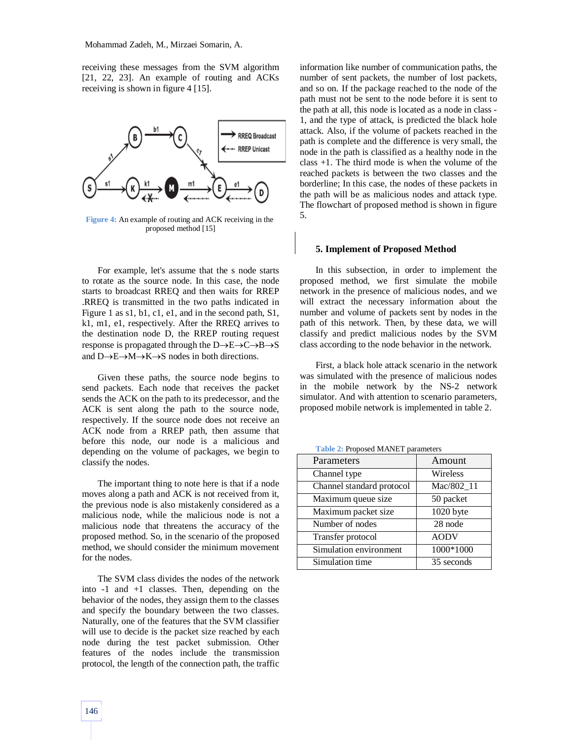receiving these messages from the SVM algorithm [21, 22, 23]. An example of routing and ACKs receiving is shown in figure 4 [15].

Figure 4: An example of routing and ACK receiving in the proposed method [15]

For example, let's assume that the s node starts to rotate as the source node. In this case, the node starts to broadcast RREQ and then waits for RREP .RREQ is transmitted in the two paths indicated in Figure 1 as s1, b1, c1, e1, and in the second path, S1, k1, m1, e1, respectively. After the RREQ arrives to the destination node D, the RREP routing request response is propagated through the D→E→C→B→S and D→E→M→K→S nodes in both directions.

Given these paths, the source node begins to send packets. Each node that receives the packet sends the ACK on the path to its predecessor, and the ACK is sent along the path to the source node, respectively. If the source node does not receive an ACK node from a RREP path, then assume that before this node, our node is a malicious and depending on the volume of packages, we begin to classify the nodes.

The important thing to note here is that if a node moves along a path and ACK is not received from it, the previous node is also mistakenly considered as a malicious node, while the malicious node is not a malicious node that threatens the accuracy of the proposed method. So, in the scenario of the proposed method, we should consider the minimum movement for the nodes.

The SVM class divides the nodes of the network into -1 and +1 classes. Then, depending on the behavior of the nodes, they assign them to the classes and specify the boundary between the two classes. Naturally, one of the features that the SVM classifier will use to decide is the packet size reached by each node during the test packet submission. Other features of the nodes include the transmission protocol, the length of the connection path, the traffic information like number of communication paths, the number of sent packets, the number of lost packets, and so on. If the package reached to the node of the path must not be sent to the node before it is sent to the path at all, this node is located as a node in class -1, and the type of attack, is predicted the black hole attack. Also, if the volume of packets reached in the path is complete and the difference is very small, the node in the path is classified as a healthy node in the class +1. The third mode is when the volume of the reached packets is between the two classes and the borderline; In this case, the nodes of these packets in the path will be as malicious nodes and attack type. The flowchart of proposed method is shown in figure 5.

## 5. Implement of Proposed Method

In this subsection, in order to implement the proposed method, we first simulate the mobile network in the presence of malicious nodes, and we will extract the necessary information about the number and volume of packets sent by nodes in the path of this network. Then, by these data, we will classify and predict malicious nodes by the SVM class according to the node behavior in the network.

First, a black hole attack scenario in the network was simulated with the presence of malicious nodes in the mobile network by the NS-2 network simulator. And with attention to scenario parameters, proposed mobile network is implemented in table 2.

Table 2: Proposed MANET parameters

| Parameters | Amount |
| --- | --- |
| Channel type | Wireless |
| Channel standard protocol | Mac/802_11 |
| Maximum queue size | 50 packet |
| Maximum packet size | 1020 byte |
| Number of nodes | 28 node |
| Transfer protocol | AODV |
| Simulation environment | 1000*1000 |
| Simulation time | 35 seconds |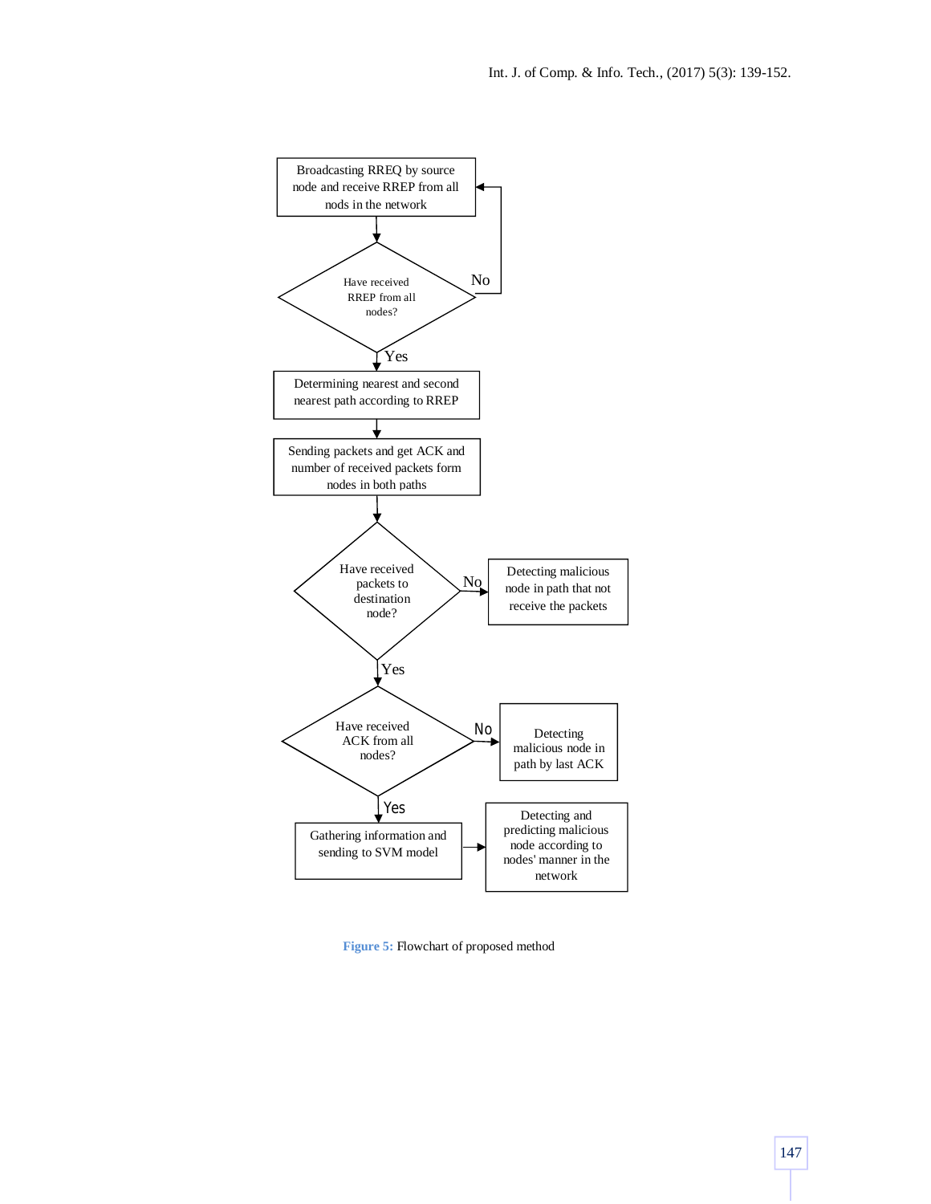Broadcasting RREQ by source node and receive RREP from all nods in the network

Have received RREP from all nodes?

No

Yes

Determining nearest and second nearest path according to RREP

Sending packets and get ACK and number of received packets form nodes in both paths

Have received packets to destination node?

No

Detecting malicious node in path that not receive the packets

Yes

Have received ACK from all nodes?

No

Detecting malicious node in path by last ACK

Yes

Gathering information and sending to SVM model

Detecting and predicting malicious node according to nodes' manner in the network

**Figure 5:** Flowchart of proposed method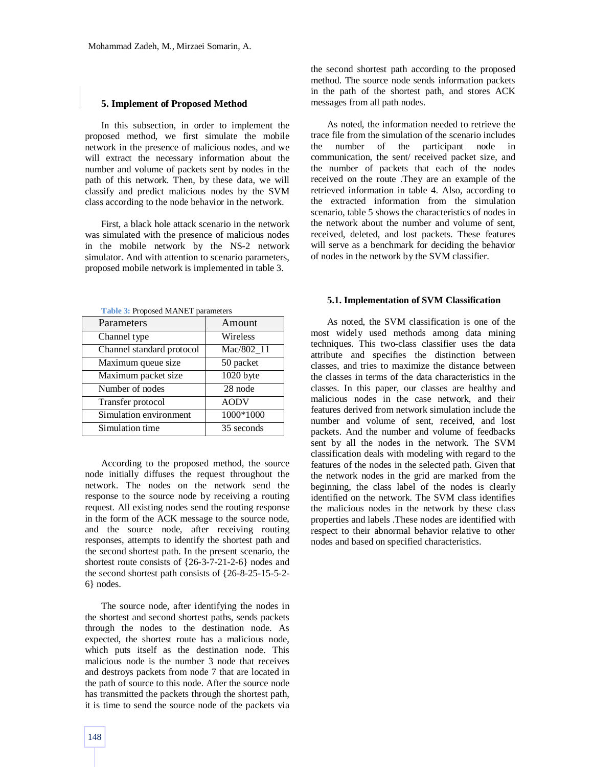## 5. Implement of Proposed Method

In this subsection, in order to implement the proposed method, we first simulate the mobile network in the presence of malicious nodes, and we will extract the necessary information about the number and volume of packets sent by nodes in the path of this network. Then, by these data, we will classify and predict malicious nodes by the SVM class according to the node behavior in the network.

First, a black hole attack scenario in the network was simulated with the presence of malicious nodes in the mobile network by the NS-2 network simulator. And with attention to scenario parameters, proposed mobile network is implemented in table 3.

**Table 3:** Proposed MANET parameters

| Parameters | Amount |
|---|---|
| Channel type | Wireless |
| Channel standard protocol | Mac/802_11 |
| Maximum queue size | 50 packet |
| Maximum packet size | 1020 byte |
| Number of nodes | 28 node |
| Transfer protocol | AODV |
| Simulation environment | 1000*1000 |
| Simulation time | 35 seconds |

According to the proposed method, the source node initially diffuses the request throughout the network. The nodes on the network send the response to the source node by receiving a routing request. All existing nodes send the routing response in the form of the ACK message to the source node, and the source node, after receiving routing responses, attempts to identify the shortest path and the second shortest path. In the present scenario, the shortest route consists of {26-3-7-21-2-6} nodes and the second shortest path consists of {26-8-25-15-5-2-6} nodes.

The source node, after identifying the nodes in the shortest and second shortest paths, sends packets through the nodes to the destination node. As expected, the shortest route has a malicious node, which puts itself as the destination node. This malicious node is the number 3 node that receives and destroys packets from node 7 that are located in the path of source to this node. After the source node has transmitted the packets through the shortest path, it is time to send the source node of the packets via the second shortest path according to the proposed method. The source node sends information packets in the path of the shortest path, and stores ACK messages from all path nodes.

As noted, the information needed to retrieve the trace file from the simulation of the scenario includes the number of the participant node in communication, the sent/ received packet size, and the number of packets that each of the nodes received on the route .They are an example of the retrieved information in table 4. Also, according to the extracted information from the simulation scenario, table 5 shows the characteristics of nodes in the network about the number and volume of sent, received, deleted, and lost packets. These features will serve as a benchmark for deciding the behavior of nodes in the network by the SVM classifier.

### 5.1. Implementation of SVM Classification

As noted, the SVM classification is one of the most widely used methods among data mining techniques. This two-class classifier uses the data attribute and specifies the distinction between classes, and tries to maximize the distance between the classes in terms of the data characteristics in the classes. In this paper, our classes are healthy and malicious nodes in the case network, and their features derived from network simulation include the number and volume of sent, received, and lost packets. And the number and volume of feedbacks sent by all the nodes in the network. The SVM classification deals with modeling with regard to the features of the nodes in the selected path. Given that the network nodes in the grid are marked from the beginning, the class label of the nodes is clearly identified on the network. The SVM class identifies the malicious nodes in the network by these class properties and labels .These nodes are identified with respect to their abnormal behavior relative to other nodes and based on specified characteristics.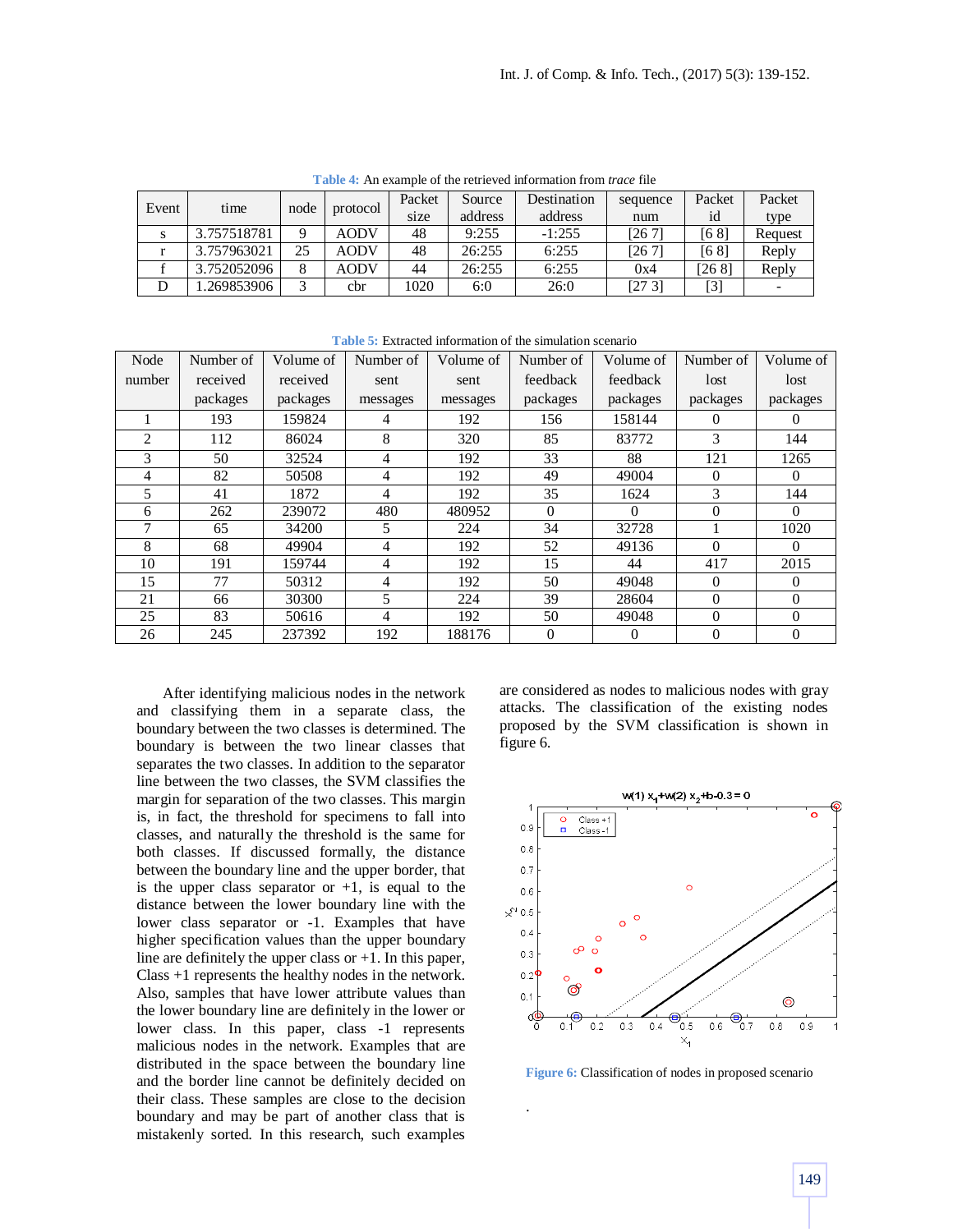**Table 4:** An example of the retrieved information from *trace* file

| Event | time | node | protocol | Packet size | Source address | Destination address | sequence num | Packet id | Packet type |
|---|---|---|---|---|---|---|---|---|---|
| s | 3.757518781 | 9 | AODV | 48 | 9:255 | -1:255 | [26 7] | [6 8] | Request |
| r | 3.757963021 | 25 | AODV | 48 | 26:255 | 6:255 | [26 7] | [6 8] | Reply |
| f | 3.752052096 | 8 | AODV | 44 | 26:255 | 6:255 | 0x4 | [26 8] | Reply |
| D | 1.269853906 | 3 | cbr | 1020 | 6:0 | 26:0 | [27 3] | [3] | - |

**Table 5:** Extracted information of the simulation scenario

| Node number | Number of received packages | Volume of received packages | Number of sent messages | Volume of sent messages | Number of feedback packages | Volume of feedback packages | Number of lost packages | Volume of lost packages |
|---|---|---|---|---|---|---|---|---|
| 1 | 193 | 159824 | 4 | 192 | 156 | 158144 | 0 | 0 |
| 2 | 112 | 86024 | 8 | 320 | 85 | 83772 | 3 | 144 |
| 3 | 50 | 32524 | 4 | 192 | 33 | 88 | 121 | 1265 |
| 4 | 82 | 50508 | 4 | 192 | 49 | 49004 | 0 | 0 |
| 5 | 41 | 1872 | 4 | 192 | 35 | 1624 | 3 | 144 |
| 6 | 262 | 239072 | 480 | 480952 | 0 | 0 | 0 | 0 |
| 7 | 65 | 34200 | 5 | 224 | 34 | 32728 | 1 | 1020 |
| 8 | 68 | 49904 | 4 | 192 | 52 | 49136 | 0 | 0 |
| 10 | 191 | 159744 | 4 | 192 | 15 | 44 | 417 | 2015 |
| 15 | 77 | 50312 | 4 | 192 | 50 | 49048 | 0 | 0 |
| 21 | 66 | 30300 | 5 | 224 | 39 | 28604 | 0 | 0 |
| 25 | 83 | 50616 | 4 | 192 | 50 | 49048 | 0 | 0 |
| 26 | 245 | 237392 | 192 | 188176 | 0 | 0 | 0 | 0 |

After identifying malicious nodes in the network and classifying them in a separate class, the boundary between the two classes is determined. The boundary is between the two linear classes that separates the two classes. In addition to the separator line between the two classes, the SVM classifies the margin for separation of the two classes. This margin is, in fact, the threshold for specimens to fall into classes, and naturally the threshold is the same for both classes. If discussed formally, the distance between the boundary line and the upper border, that is the upper class separator or +1, is equal to the distance between the lower boundary line with the lower class separator or -1. Examples that have higher specification values than the upper boundary line are definitely the upper class or +1. In this paper, Class +1 represents the healthy nodes in the network. Also, samples that have lower attribute values than the lower boundary line are definitely in the lower or lower class. In this paper, class -1 represents malicious nodes in the network. Examples that are distributed in the space between the boundary line and the border line cannot be definitely decided on their class. These samples are close to the decision boundary and may be part of another class that is mistakenly sorted. In this research, such examples are considered as nodes to malicious nodes with gray attacks. The classification of the existing nodes proposed by the SVM classification is shown in figure 6.

**Figure 6:** Classification of nodes in proposed scenario

.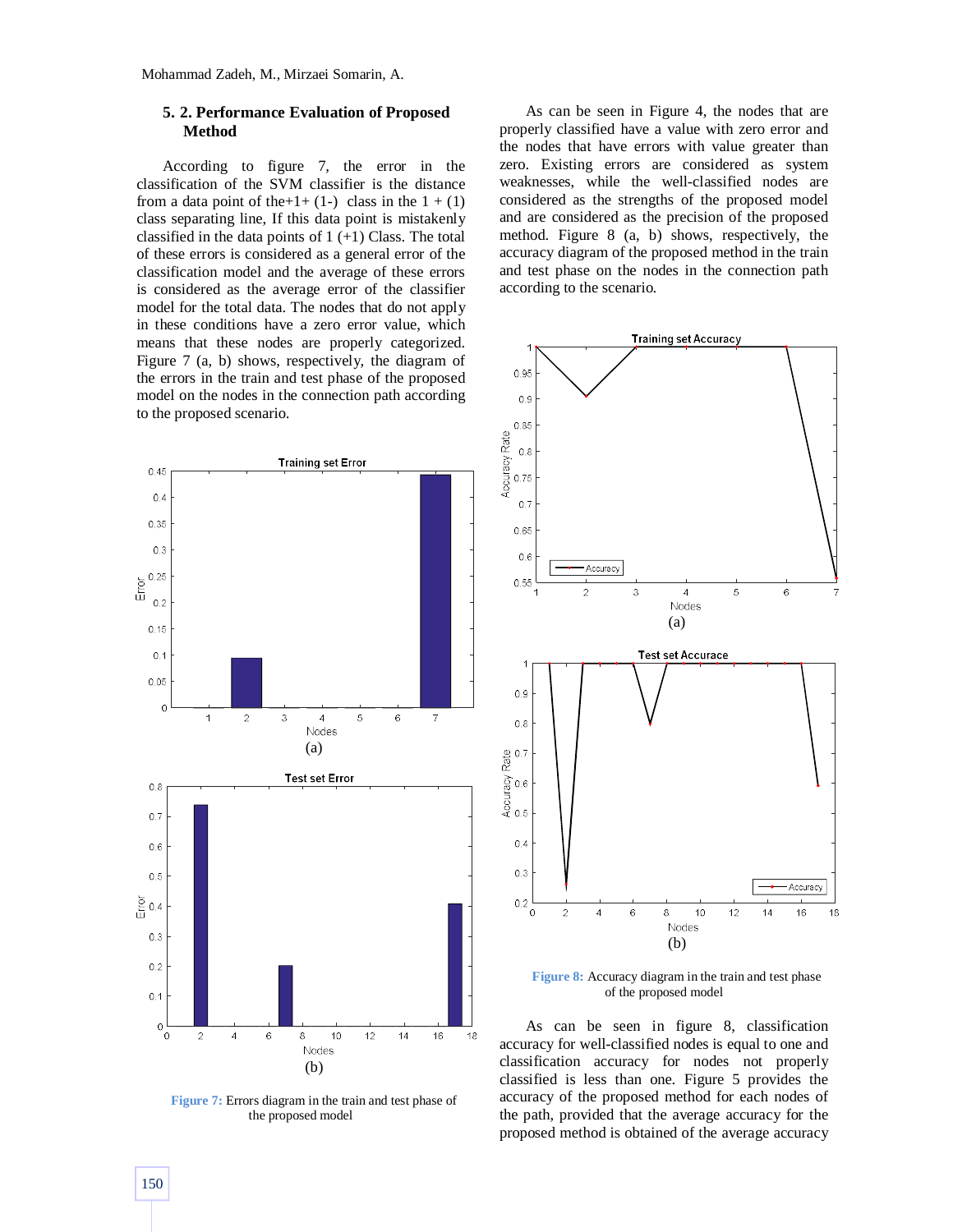### 5. 2. Performance Evaluation of Proposed Method

According to figure 7, the error in the classification of the SVM classifier is the distance from a data point of the+1+ (1-) class in the 1 + (1) class separating line, If this data point is mistakenly classified in the data points of 1 (+1) Class. The total of these errors is considered as a general error of the classification model and the average of these errors is considered as the average error of the classifier model for the total data. The nodes that do not apply in these conditions have a zero error value, which means that these nodes are properly categorized. Figure 7 (a, b) shows, respectively, the diagram of the errors in the train and test phase of the proposed model on the nodes in the connection path according to the proposed scenario.

(a)

(b)

**Figure 7:** Errors diagram in the train and test phase of the proposed model

As can be seen in Figure 4, the nodes that are properly classified have a value with zero error and the nodes that have errors with value greater than zero. Existing errors are considered as system weaknesses, while the well-classified nodes are considered as the strengths of the proposed model and are considered as the precision of the proposed method. Figure 8 (a, b) shows, respectively, the accuracy diagram of the proposed method in the train and test phase on the nodes in the connection path according to the scenario.

(a)

(b)

**Figure 8:** Accuracy diagram in the train and test phase of the proposed model

As can be seen in figure 8, classification accuracy for well-classified nodes is equal to one and classification accuracy for nodes not properly classified is less than one. Figure 5 provides the accuracy of the proposed method for each nodes of the path, provided that the average accuracy for the proposed method is obtained of the average accuracy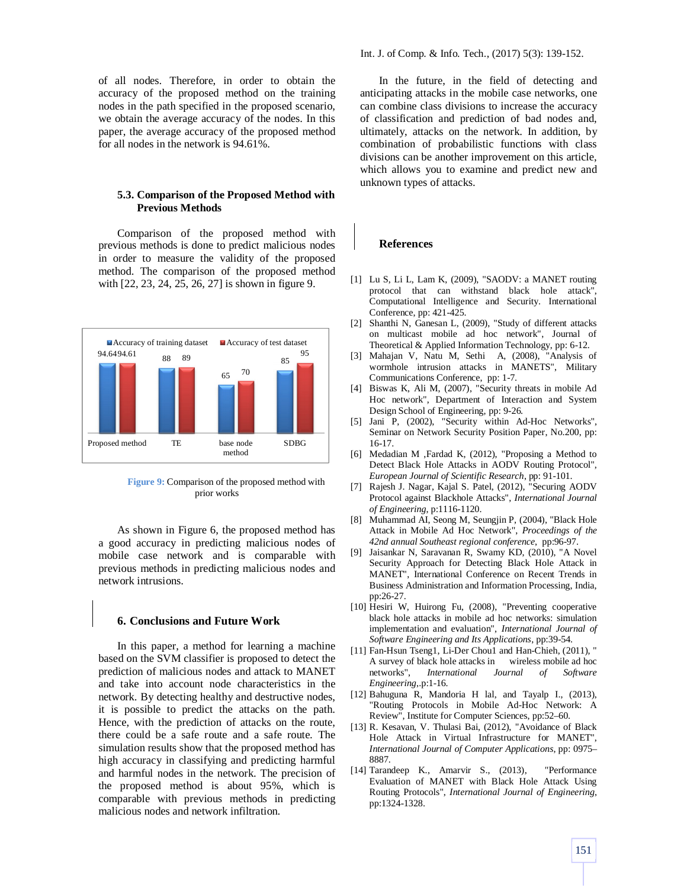of all nodes. Therefore, in order to obtain the accuracy of the proposed method on the training nodes in the path specified in the proposed scenario, we obtain the average accuracy of the nodes. In this paper, the average accuracy of the proposed method for all nodes in the network is 94.61%.

### 5.3. Comparison of the Proposed Method with Previous Methods

Comparison of the proposed method with previous methods is done to predict malicious nodes in order to measure the validity of the proposed method. The comparison of the proposed method with [22, 23, 24, 25, 26, 27] is shown in figure 9.

| | Accuracy of training dataset | Accuracy of test dataset |
|---|---|---|
| Proposed method | 94.64 | 94.61 |
| TE | 88 | 89 |
| base node method | 65 | 70 |
| SDBG | 85 | 95 |

**Figure 9:** Comparison of the proposed method with prior works

As shown in Figure 6, the proposed method has a good accuracy in predicting malicious nodes of mobile case network and is comparable with previous methods in predicting malicious nodes and network intrusions.

## 6. Conclusions and Future Work

In this paper, a method for learning a machine based on the SVM classifier is proposed to detect the prediction of malicious nodes and attack to MANET and take into account node characteristics in the network. By detecting healthy and destructive nodes, it is possible to predict the attacks on the path. Hence, with the prediction of attacks on the route, there could be a safe route and a safe route. The simulation results show that the proposed method has high accuracy in classifying and predicting harmful and harmful nodes in the network. The precision of the proposed method is about 95%, which is comparable with previous methods in predicting malicious nodes and network infiltration.

In the future, in the field of detecting and anticipating attacks in the mobile case networks, one can combine class divisions to increase the accuracy of classification and prediction of bad nodes and, ultimately, attacks on the network. In addition, by combination of probabilistic functions with class divisions can be another improvement on this article, which allows you to examine and predict new and unknown types of attacks.

## References

[1] Lu S, Li L, Lam K, (2009), "SAODV: a MANET routing protocol that can withstand black hole attack", Computational Intelligence and Security. International Conference, pp: 421-425.

[2] Shanthi N, Ganesan L, (2009), "Study of different attacks on multicast mobile ad hoc network", Journal of Theoretical & Applied Information Technology, pp: 6-12.

[3] Mahajan V, Natu M, Sethi A, (2008), "Analysis of wormhole intrusion attacks in MANETS", Military Communications Conference, pp: 1-7.

[4] Biswas K, Ali M, (2007), "Security threats in mobile Ad Hoc network", Department of Interaction and System Design School of Engineering, pp: 9-26.

[5] Jani P, (2002), "Security within Ad-Hoc Networks", Seminar on Network Security Position Paper, No.200, pp: 16-17.

[6] Medadian M ,Fardad K, (2012), "Proposing a Method to Detect Black Hole Attacks in AODV Routing Protocol", *European Journal of Scientific Research*, pp: 91-101.

[7] Rajesh J. Nagar, Kajal S. Patel, (2012), "Securing AODV Protocol against Blackhole Attacks", *International Journal of Engineering*, p:1116-1120.

[8] Muhammad AI, Seong M, Seungjin P, (2004), "Black Hole Attack in Mobile Ad Hoc Network", *Proceedings of the 42nd annual Southeast regional conference*, pp:96-97.

[9] Jaisankar N, Saravanan R, Swamy KD, (2010), "A Novel Security Approach for Detecting Black Hole Attack in MANET", International Conference on Recent Trends in Business Administration and Information Processing, India, pp:26-27.

[10] Hesiri W, Huirong Fu, (2008), "Preventing cooperative black hole attacks in mobile ad hoc networks: simulation implementation and evaluation", *International Journal of Software Engineering and Its Applications*, pp:39-54.

[11] Fan-Hsun Tseng1, Li-Der Chou1 and Han-Chieh, (2011), " A survey of black hole attacks in wireless mobile ad hoc networks", *International Journal of Software Engineering*,.p:1-16.

[12] Bahuguna R, Mandoria H lal, and Tayalp I., (2013), "Routing Protocols in Mobile Ad-Hoc Network: A Review", Institute for Computer Sciences, pp:52–60.

[13] R. Kesavan, V. Thulasi Bai, (2012), "Avoidance of Black Hole Attack in Virtual Infrastructure for MANET", *International Journal of Computer Applications*, pp: 0975–8887.

[14] Tarandeep K., Amarvir S., (2013), "Performance Evaluation of MANET with Black Hole Attack Using Routing Protocols", *International Journal of Engineering*, pp:1324-1328.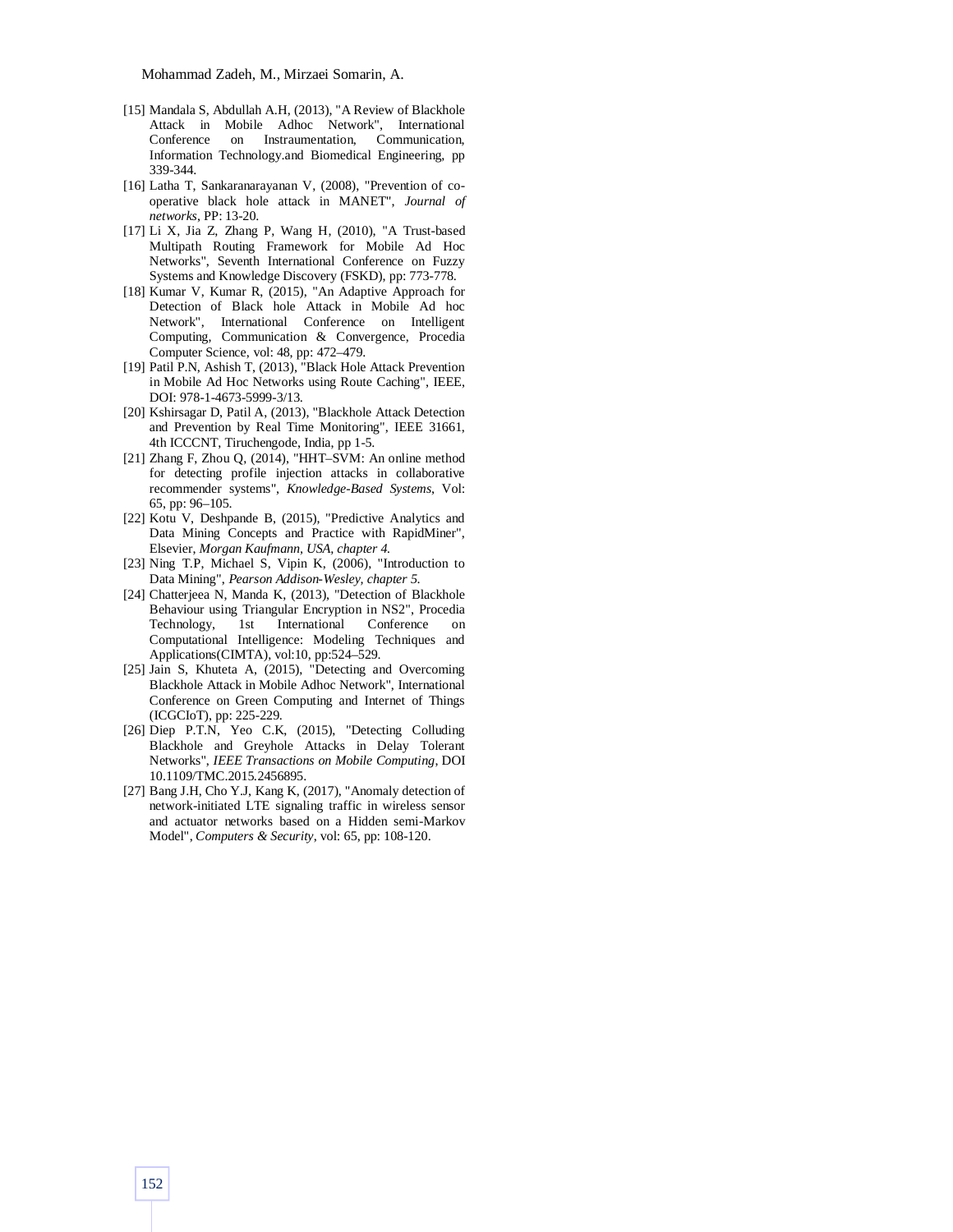[15] Mandala S, Abdullah A.H, (2013), "A Review of Blackhole Attack in Mobile Adhoc Network", International Conference on Instraumentation, Communication, Information Technology.and Biomedical Engineering, pp 339-344.

[16] Latha T, Sankaranarayanan V, (2008), "Prevention of co-operative black hole attack in MANET", *Journal of networks*, PP: 13-20.

[17] Li X, Jia Z, Zhang P, Wang H, (2010), "A Trust-based Multipath Routing Framework for Mobile Ad Hoc Networks", Seventh International Conference on Fuzzy Systems and Knowledge Discovery (FSKD), pp: 773-778.

[18] Kumar V, Kumar R, (2015), "An Adaptive Approach for Detection of Black hole Attack in Mobile Ad hoc Network", International Conference on Intelligent Computing, Communication & Convergence, Procedia Computer Science, vol: 48, pp: 472–479.

[19] Patil P.N, Ashish T, (2013), "Black Hole Attack Prevention in Mobile Ad Hoc Networks using Route Caching", IEEE, DOI: 978-1-4673-5999-3/13.

[20] Kshirsagar D, Patil A, (2013), "Blackhole Attack Detection and Prevention by Real Time Monitoring", IEEE 31661, 4th ICCCNT, Tiruchengode, India, pp 1-5.

[21] Zhang F, Zhou Q, (2014), "HHT–SVM: An online method for detecting profile injection attacks in collaborative recommender systems", *Knowledge-Based Systems*, Vol: 65, pp: 96–105.

[22] Kotu V, Deshpande B, (2015), "Predictive Analytics and Data Mining Concepts and Practice with RapidMiner", Elsevier, *Morgan Kaufmann, USA, chapter 4.*

[23] Ning T.P, Michael S, Vipin K, (2006), "Introduction to Data Mining", *Pearson Addison-Wesley, chapter 5.*

[24] Chatterjeea N, Manda K, (2013), "Detection of Blackhole Behaviour using Triangular Encryption in NS2", Procedia Technology, 1st International Conference on Computational Intelligence: Modeling Techniques and Applications(CIMTA), vol:10, pp:524–529.

[25] Jain S, Khuteta A, (2015), "Detecting and Overcoming Blackhole Attack in Mobile Adhoc Network", International Conference on Green Computing and Internet of Things (ICGCIoT), pp: 225-229.

[26] Diep P.T.N, Yeo C.K, (2015), "Detecting Colluding Blackhole and Greyhole Attacks in Delay Tolerant Networks", *IEEE Transactions on Mobile Computing*, DOI 10.1109/TMC.2015.2456895.

[27] Bang J.H, Cho Y.J, Kang K, (2017), "Anomaly detection of network-initiated LTE signaling traffic in wireless sensor and actuator networks based on a Hidden semi-Markov Model", *Computers & Security*, vol: 65, pp: 108-120.